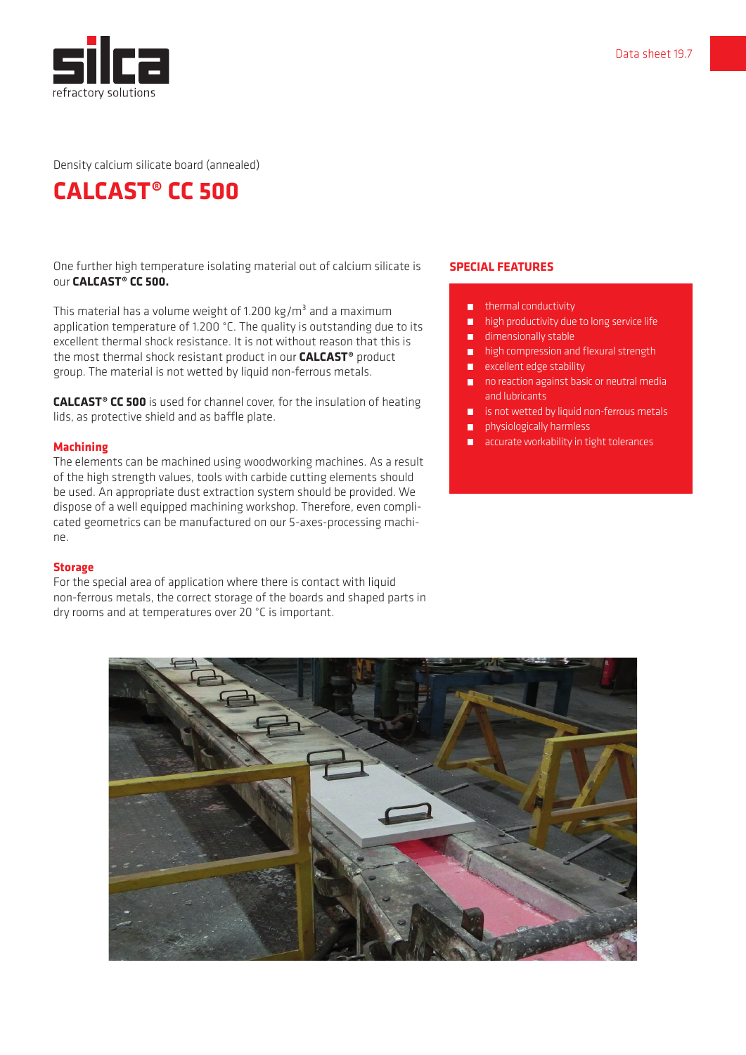Data sheet 19.7

Density calcium silicate board (annealed)

# CALCAST® CC 500

One further high temperature isolating material out of calcium silicate is our **CALCAST® CC 500.**

This material has a volume weight of 1.200 kg/m³ and a maximum application temperature of 1.200 °C. The quality is outstanding due to its excellent thermal shock resistance. It is not without reason that this is the most thermal shock resistant product in our **CALCAST®** product group. The material is not wetted by liquid non-ferrous metals.

**CALCAST® CC 500** is used for channel cover, for the insulation of heating lids, as protective shield and as baffle plate.

### Machining

The elements can be machined using woodworking machines. As a result of the high strength values, tools with carbide cutting elements should be used. An appropriate dust extraction system should be provided. We dispose of a well equipped machining workshop. Therefore, even complicated geometrics can be manufactured on our 5-axes-processing machine.

### Storage

For the special area of application where there is contact with liquid non-ferrous metals, the correct storage of the boards and shaped parts in dry rooms and at temperatures over 20 °C is important.

## SPECIAL FEATURES

- thermal conductivity
- high productivity due to long service life
- dimensionally stable
- high compression and flexural strength
- excellent edge stability
- no reaction against basic or neutral media and lubricants
- is not wetted by liquid non-ferrous metals
- physiologically harmless
- accurate workability in tight tolerances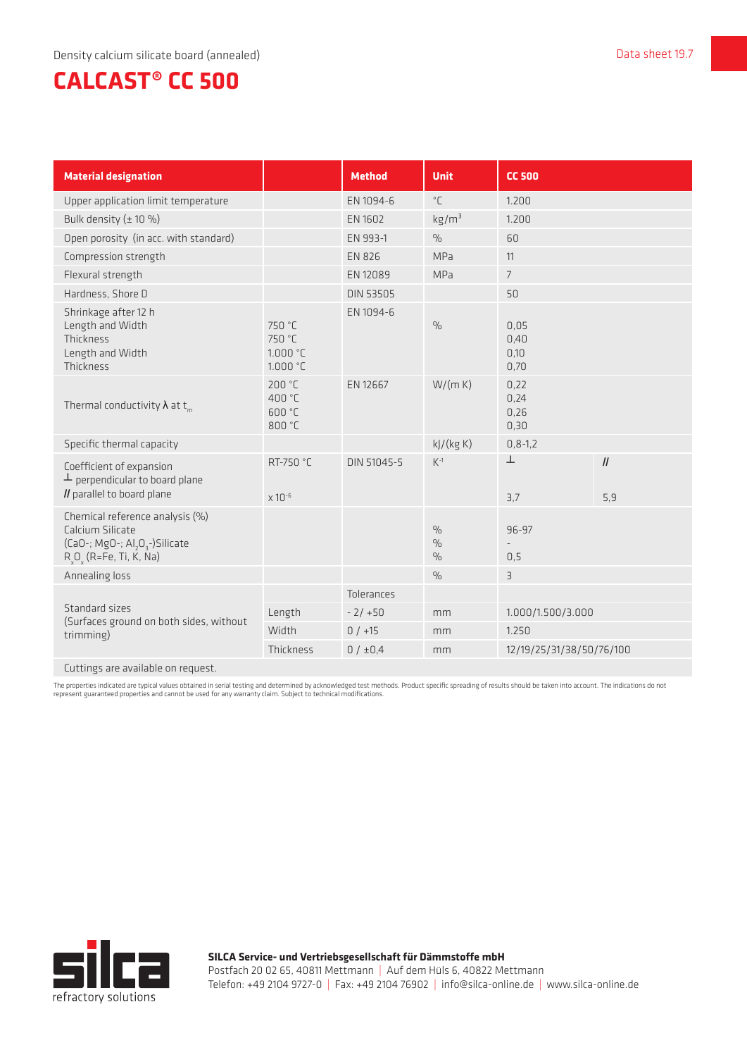Density calcium silicate board (annealed)

Data sheet 19.7

# CALCAST® CC 500

| Material designation | | Method | Unit | CC 500 | |
|---|---|---|---|---|---|
| Upper application limit temperature | | EN 1094-6 | °C | 1.200 | |
| Bulk density (± 10 %) | | EN 1602 | $kg/m^3$ | 1.200 | |
| Open porosity (in acc. with standard) | | EN 993-1 | % | 60 | |
| Compression strength | | EN 826 | MPa | 11 | |
| Flexural strength | | EN 12089 | MPa | 7 | |
| Hardness, Shore D | | DIN 53505 | | 50 | |
| Shrinkage after 12 h<br>Length and Width<br>Thickness<br>Length and Width<br>Thickness | <br>750 °C<br>750 °C<br>1.000 °C<br>1.000 °C | EN 1094-6 | % | <br>0,05<br>0,40<br>0,10<br>0,70 | |
| Thermal conductivity $\lambda$ at $t_m$ | 200 °C<br>400 °C<br>600 °C<br>800 °C | EN 12667 | W/(m K) | 0,22<br>0,24<br>0,26<br>0,30 | |
| Specific thermal capacity | | | kJ/(kg K) | 0,8-1,2 | |
| Coefficient of expansion<br>⊥ perpendicular to board plane<br>// parallel to board plane | RT-750 °C<br>$x\,10^{-6}$ | DIN 51045-5 | $K^{-1}$ | ⊥<br>3,7 | //<br>5,9 |
| Chemical reference analysis (%)<br>Calcium Silicate<br>(CaO-; MgO-; $Al_2O_3$-)Silicate<br>$R_xO_x$ (R=Fe, Ti, K, Na) | | | <br>%<br>%<br>% | <br>96-97<br>-<br>0,5 | |
| Annealing loss | | | % | 3 | |
| Standard sizes<br>(Surfaces ground on both sides, without trimming) | | Tolerances | | | |
| | Length | - 2/ +50 | mm | 1.000/1.500/3.000 | |
| | Width | 0 / +15 | mm | 1.250 | |
| | Thickness | 0 / ±0,4 | mm | 12/19/25/31/38/50/76/100 | |
| Cuttings are available on request. | | | | | |

The properties indicated are typical values obtained in serial testing and determined by acknowledged test methods. Product specific spreading of results should be taken into account. The indications do not represent guaranteed properties and cannot be used for any warranty claim. Subject to technical modifications.

silca
refractory solutions

**SILCA Service- und Vertriebsgesellschaft für Dämmstoffe mbH**
Postfach 20 02 65, 40811 Mettmann | Auf dem Hüls 6, 40822 Mettmann
Telefon: +49 2104 9727-0 | Fax: +49 2104 76902 | info@silca-online.de | www.silca-online.de